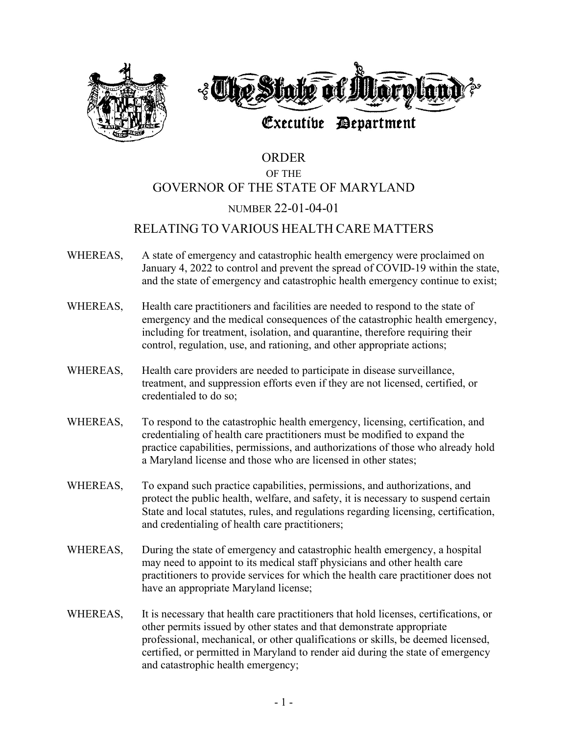# The State of Maryland

## Executive Department

# ORDER

OF THE

# GOVERNOR OF THE STATE OF MARYLAND

NUMBER 22-01-04-01

## RELATING TO VARIOUS HEALTH CARE MATTERS

WHEREAS, A state of emergency and catastrophic health emergency were proclaimed on January 4, 2022 to control and prevent the spread of COVID-19 within the state, and the state of emergency and catastrophic health emergency continue to exist;

WHEREAS, Health care practitioners and facilities are needed to respond to the state of emergency and the medical consequences of the catastrophic health emergency, including for treatment, isolation, and quarantine, therefore requiring their control, regulation, use, and rationing, and other appropriate actions;

WHEREAS, Health care providers are needed to participate in disease surveillance, treatment, and suppression efforts even if they are not licensed, certified, or credentialed to do so;

WHEREAS, To respond to the catastrophic health emergency, licensing, certification, and credentialing of health care practitioners must be modified to expand the practice capabilities, permissions, and authorizations of those who already hold a Maryland license and those who are licensed in other states;

WHEREAS, To expand such practice capabilities, permissions, and authorizations, and protect the public health, welfare, and safety, it is necessary to suspend certain State and local statutes, rules, and regulations regarding licensing, certification, and credentialing of health care practitioners;

WHEREAS, During the state of emergency and catastrophic health emergency, a hospital may need to appoint to its medical staff physicians and other health care practitioners to provide services for which the health care practitioner does not have an appropriate Maryland license;

WHEREAS, It is necessary that health care practitioners that hold licenses, certifications, or other permits issued by other states and that demonstrate appropriate professional, mechanical, or other qualifications or skills, be deemed licensed, certified, or permitted in Maryland to render aid during the state of emergency and catastrophic health emergency;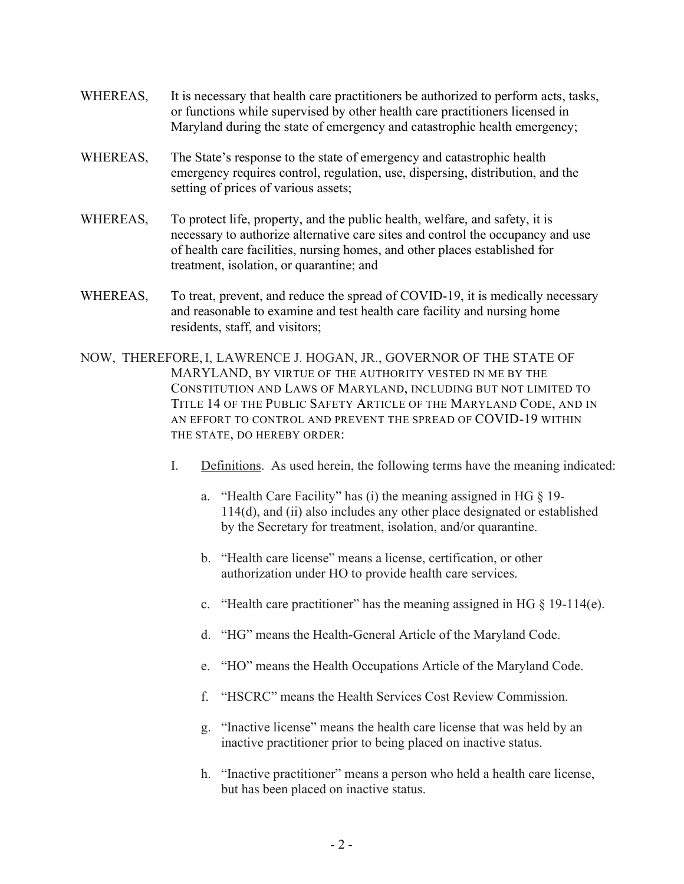WHEREAS, It is necessary that health care practitioners be authorized to perform acts, tasks, or functions while supervised by other health care practitioners licensed in Maryland during the state of emergency and catastrophic health emergency;

WHEREAS, The State's response to the state of emergency and catastrophic health emergency requires control, regulation, use, dispersing, distribution, and the setting of prices of various assets;

WHEREAS, To protect life, property, and the public health, welfare, and safety, it is necessary to authorize alternative care sites and control the occupancy and use of health care facilities, nursing homes, and other places established for treatment, isolation, or quarantine; and

WHEREAS, To treat, prevent, and reduce the spread of COVID-19, it is medically necessary and reasonable to examine and test health care facility and nursing home residents, staff, and visitors;

NOW, THEREFORE, I, LAWRENCE J. HOGAN, JR., GOVERNOR OF THE STATE OF MARYLAND, BY VIRTUE OF THE AUTHORITY VESTED IN ME BY THE CONSTITUTION AND LAWS OF MARYLAND, INCLUDING BUT NOT LIMITED TO TITLE 14 OF THE PUBLIC SAFETY ARTICLE OF THE MARYLAND CODE, AND IN AN EFFORT TO CONTROL AND PREVENT THE SPREAD OF COVID-19 WITHIN THE STATE, DO HEREBY ORDER:

I. Definitions. As used herein, the following terms have the meaning indicated:

a. "Health Care Facility" has (i) the meaning assigned in HG § 19-114(d), and (ii) also includes any other place designated or established by the Secretary for treatment, isolation, and/or quarantine.

b. "Health care license" means a license, certification, or other authorization under HO to provide health care services.

c. "Health care practitioner" has the meaning assigned in HG § 19-114(e).

d. "HG" means the Health-General Article of the Maryland Code.

e. "HO" means the Health Occupations Article of the Maryland Code.

f. "HSCRC" means the Health Services Cost Review Commission.

g. "Inactive license" means the health care license that was held by an inactive practitioner prior to being placed on inactive status.

h. "Inactive practitioner" means a person who held a health care license, but has been placed on inactive status.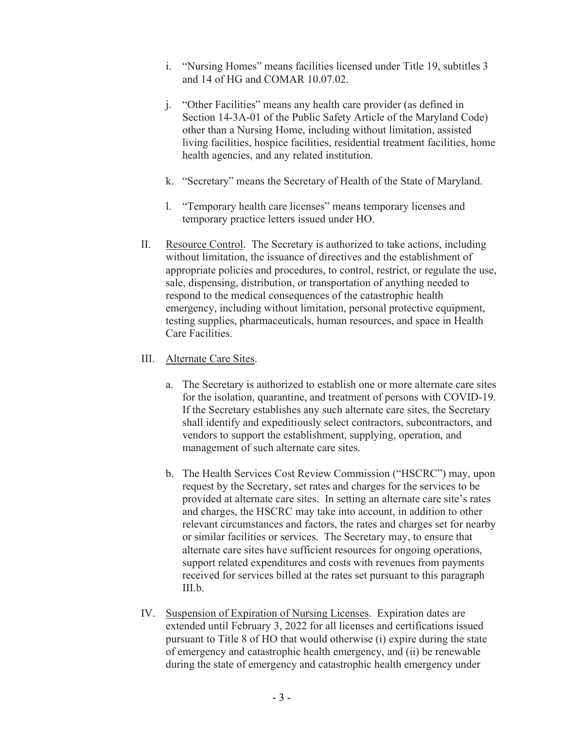i. "Nursing Homes" means facilities licensed under Title 19, subtitles 3 and 14 of HG and COMAR 10.07.02.

j. "Other Facilities" means any health care provider (as defined in Section 14-3A-01 of the Public Safety Article of the Maryland Code) other than a Nursing Home, including without limitation, assisted living facilities, hospice facilities, residential treatment facilities, home health agencies, and any related institution.

k. "Secretary" means the Secretary of Health of the State of Maryland.

l. "Temporary health care licenses" means temporary licenses and temporary practice letters issued under HO.

II. Resource Control. The Secretary is authorized to take actions, including without limitation, the issuance of directives and the establishment of appropriate policies and procedures, to control, restrict, or regulate the use, sale, dispensing, distribution, or transportation of anything needed to respond to the medical consequences of the catastrophic health emergency, including without limitation, personal protective equipment, testing supplies, pharmaceuticals, human resources, and space in Health Care Facilities.

III. Alternate Care Sites.

a. The Secretary is authorized to establish one or more alternate care sites for the isolation, quarantine, and treatment of persons with COVID-19. If the Secretary establishes any such alternate care sites, the Secretary shall identify and expeditiously select contractors, subcontractors, and vendors to support the establishment, supplying, operation, and management of such alternate care sites.

b. The Health Services Cost Review Commission ("HSCRC") may, upon request by the Secretary, set rates and charges for the services to be provided at alternate care sites. In setting an alternate care site's rates and charges, the HSCRC may take into account, in addition to other relevant circumstances and factors, the rates and charges set for nearby or similar facilities or services. The Secretary may, to ensure that alternate care sites have sufficient resources for ongoing operations, support related expenditures and costs with revenues from payments received for services billed at the rates set pursuant to this paragraph III.b.

IV. Suspension of Expiration of Nursing Licenses. Expiration dates are extended until February 3, 2022 for all licenses and certifications issued pursuant to Title 8 of HO that would otherwise (i) expire during the state of emergency and catastrophic health emergency, and (ii) be renewable during the state of emergency and catastrophic health emergency under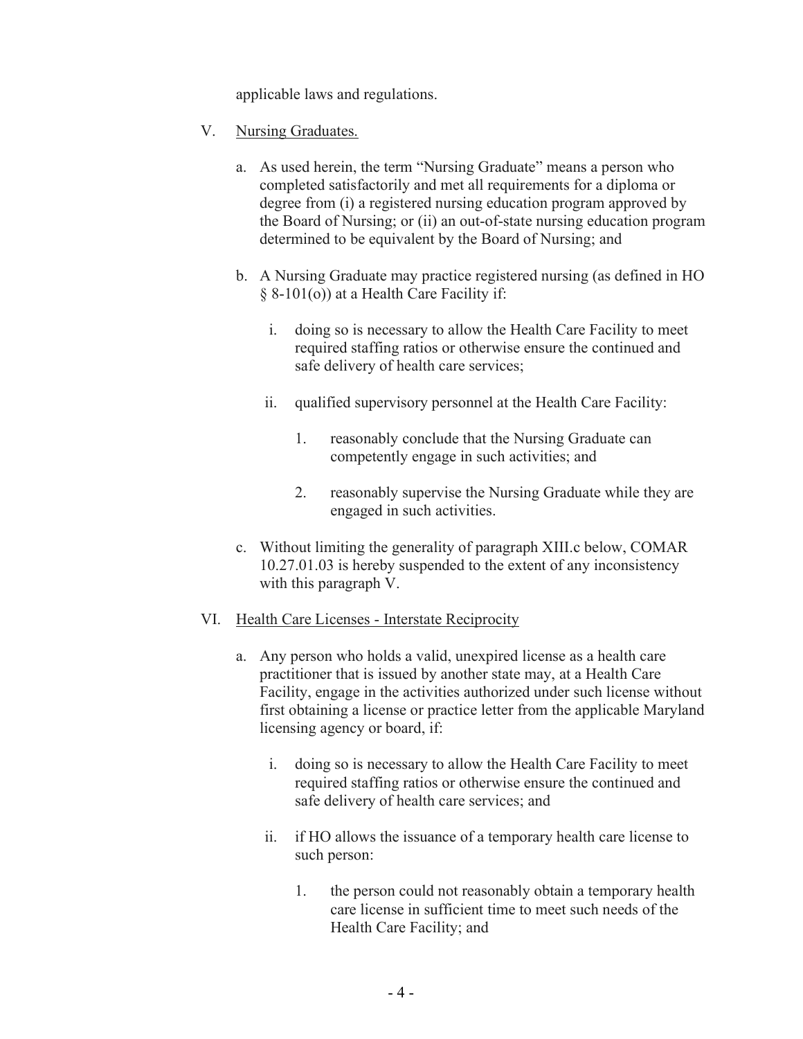applicable laws and regulations.

V. Nursing Graduates.

a. As used herein, the term "Nursing Graduate" means a person who completed satisfactorily and met all requirements for a diploma or degree from (i) a registered nursing education program approved by the Board of Nursing; or (ii) an out-of-state nursing education program determined to be equivalent by the Board of Nursing; and

b. A Nursing Graduate may practice registered nursing (as defined in HO § 8-101(o)) at a Health Care Facility if:

   i. doing so is necessary to allow the Health Care Facility to meet required staffing ratios or otherwise ensure the continued and safe delivery of health care services;

   ii. qualified supervisory personnel at the Health Care Facility:

      1. reasonably conclude that the Nursing Graduate can competently engage in such activities; and

      2. reasonably supervise the Nursing Graduate while they are engaged in such activities.

c. Without limiting the generality of paragraph XIII.c below, COMAR 10.27.01.03 is hereby suspended to the extent of any inconsistency with this paragraph V.

VI. Health Care Licenses - Interstate Reciprocity

a. Any person who holds a valid, unexpired license as a health care practitioner that is issued by another state may, at a Health Care Facility, engage in the activities authorized under such license without first obtaining a license or practice letter from the applicable Maryland licensing agency or board, if:

   i. doing so is necessary to allow the Health Care Facility to meet required staffing ratios or otherwise ensure the continued and safe delivery of health care services; and

   ii. if HO allows the issuance of a temporary health care license to such person:

      1. the person could not reasonably obtain a temporary health care license in sufficient time to meet such needs of the Health Care Facility; and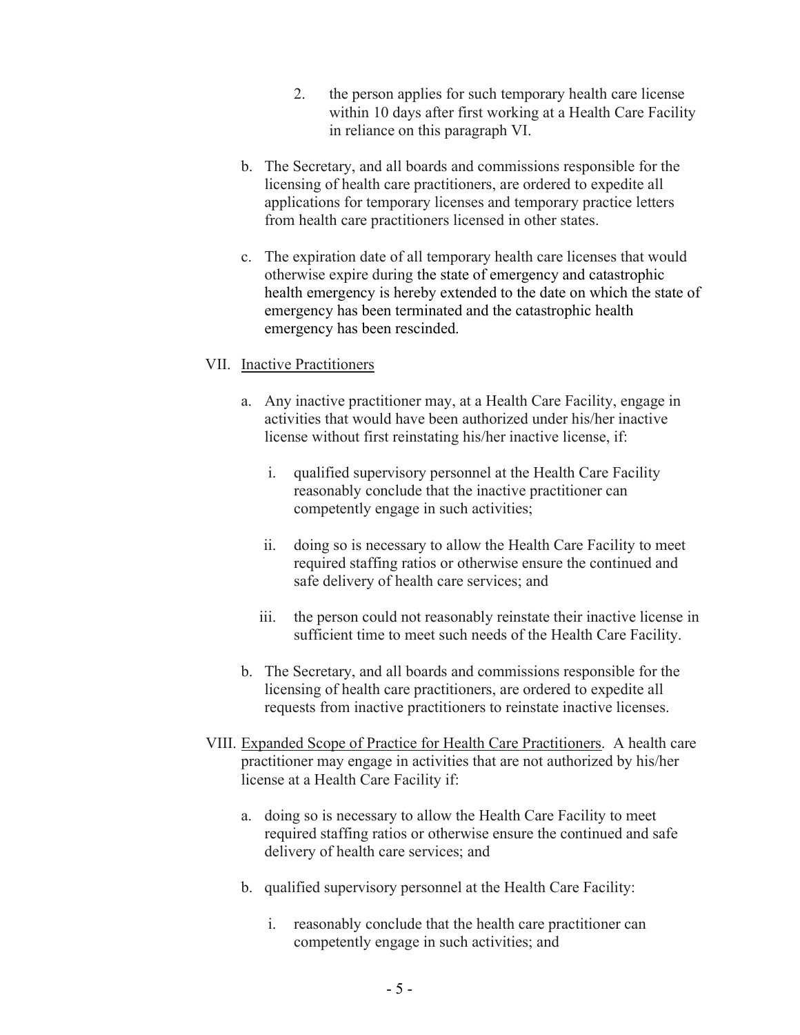2. the person applies for such temporary health care license within 10 days after first working at a Health Care Facility in reliance on this paragraph VI.

b. The Secretary, and all boards and commissions responsible for the licensing of health care practitioners, are ordered to expedite all applications for temporary licenses and temporary practice letters from health care practitioners licensed in other states.

c. The expiration date of all temporary health care licenses that would otherwise expire during the state of emergency and catastrophic health emergency is hereby extended to the date on which the state of emergency has been terminated and the catastrophic health emergency has been rescinded.

VII. <u>Inactive Practitioners</u>

a. Any inactive practitioner may, at a Health Care Facility, engage in activities that would have been authorized under his/her inactive license without first reinstating his/her inactive license, if:

   i. qualified supervisory personnel at the Health Care Facility reasonably conclude that the inactive practitioner can competently engage in such activities;

   ii. doing so is necessary to allow the Health Care Facility to meet required staffing ratios or otherwise ensure the continued and safe delivery of health care services; and

   iii. the person could not reasonably reinstate their inactive license in sufficient time to meet such needs of the Health Care Facility.

b. The Secretary, and all boards and commissions responsible for the licensing of health care practitioners, are ordered to expedite all requests from inactive practitioners to reinstate inactive licenses.

VIII. <u>Expanded Scope of Practice for Health Care Practitioners</u>. A health care practitioner may engage in activities that are not authorized by his/her license at a Health Care Facility if:

a. doing so is necessary to allow the Health Care Facility to meet required staffing ratios or otherwise ensure the continued and safe delivery of health care services; and

b. qualified supervisory personnel at the Health Care Facility:

   i. reasonably conclude that the health care practitioner can competently engage in such activities; and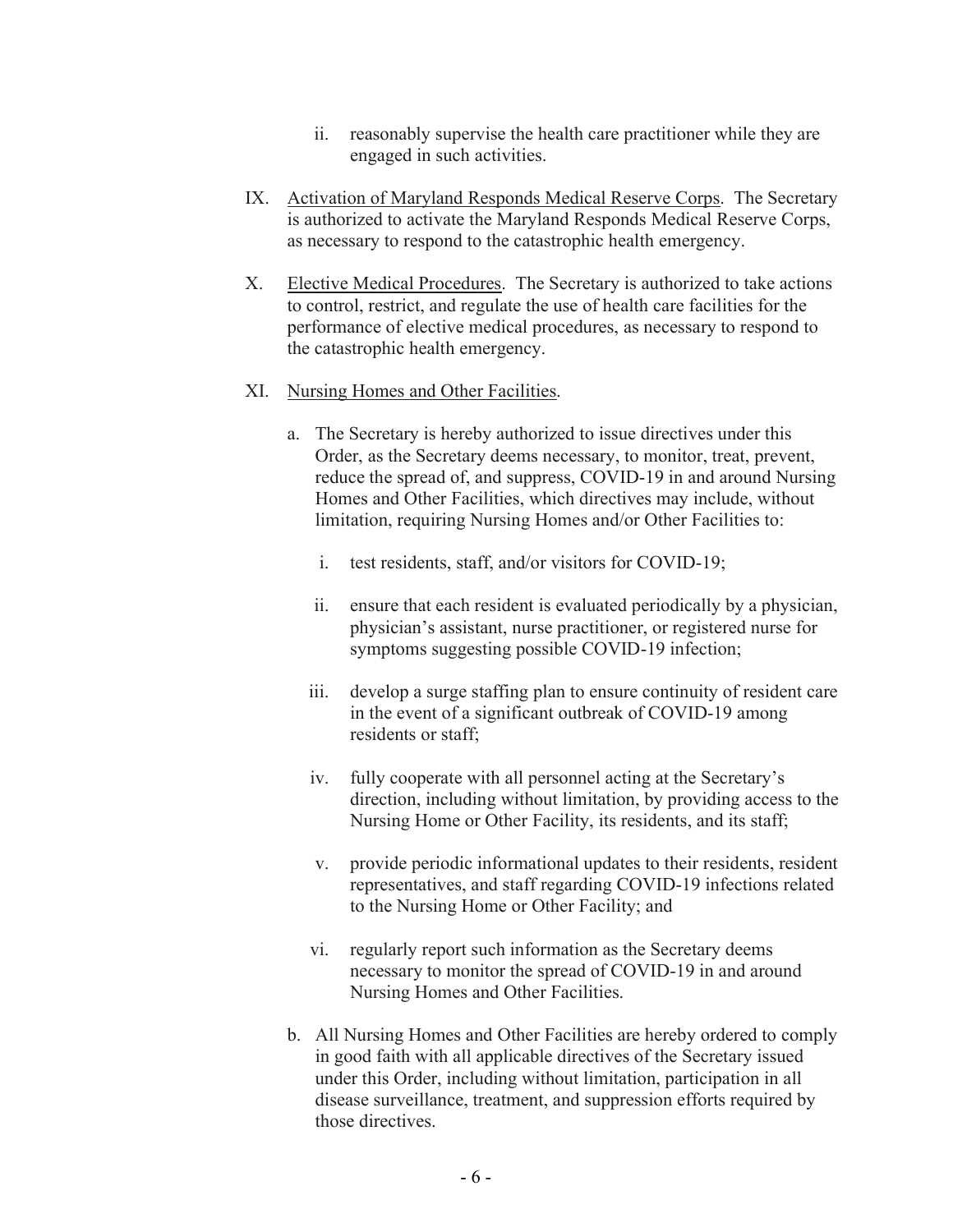ii. reasonably supervise the health care practitioner while they are engaged in such activities.

IX. Activation of Maryland Responds Medical Reserve Corps. The Secretary is authorized to activate the Maryland Responds Medical Reserve Corps, as necessary to respond to the catastrophic health emergency.

X. Elective Medical Procedures. The Secretary is authorized to take actions to control, restrict, and regulate the use of health care facilities for the performance of elective medical procedures, as necessary to respond to the catastrophic health emergency.

XI. Nursing Homes and Other Facilities.

a. The Secretary is hereby authorized to issue directives under this Order, as the Secretary deems necessary, to monitor, treat, prevent, reduce the spread of, and suppress, COVID-19 in and around Nursing Homes and Other Facilities, which directives may include, without limitation, requiring Nursing Homes and/or Other Facilities to:

i. test residents, staff, and/or visitors for COVID-19;

ii. ensure that each resident is evaluated periodically by a physician, physician's assistant, nurse practitioner, or registered nurse for symptoms suggesting possible COVID-19 infection;

iii. develop a surge staffing plan to ensure continuity of resident care in the event of a significant outbreak of COVID-19 among residents or staff;

iv. fully cooperate with all personnel acting at the Secretary's direction, including without limitation, by providing access to the Nursing Home or Other Facility, its residents, and its staff;

v. provide periodic informational updates to their residents, resident representatives, and staff regarding COVID-19 infections related to the Nursing Home or Other Facility; and

vi. regularly report such information as the Secretary deems necessary to monitor the spread of COVID-19 in and around Nursing Homes and Other Facilities.

b. All Nursing Homes and Other Facilities are hereby ordered to comply in good faith with all applicable directives of the Secretary issued under this Order, including without limitation, participation in all disease surveillance, treatment, and suppression efforts required by those directives.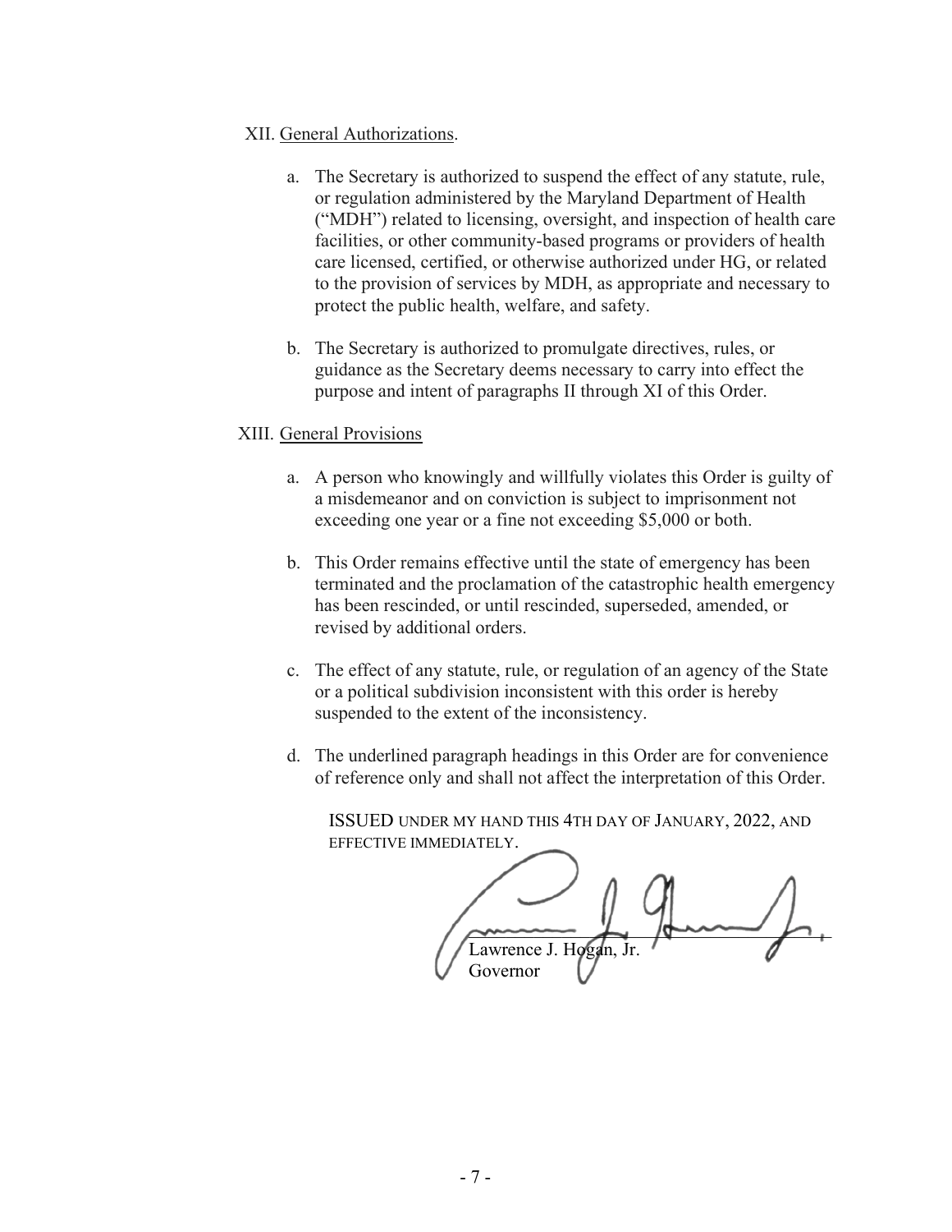XII. General Authorizations.

a. The Secretary is authorized to suspend the effect of any statute, rule, or regulation administered by the Maryland Department of Health ("MDH") related to licensing, oversight, and inspection of health care facilities, or other community-based programs or providers of health care licensed, certified, or otherwise authorized under HG, or related to the provision of services by MDH, as appropriate and necessary to protect the public health, welfare, and safety.

b. The Secretary is authorized to promulgate directives, rules, or guidance as the Secretary deems necessary to carry into effect the purpose and intent of paragraphs II through XI of this Order.

XIII. General Provisions

a. A person who knowingly and willfully violates this Order is guilty of a misdemeanor and on conviction is subject to imprisonment not exceeding one year or a fine not exceeding $5,000 or both.

b. This Order remains effective until the state of emergency has been terminated and the proclamation of the catastrophic health emergency has been rescinded, or until rescinded, superseded, amended, or revised by additional orders.

c. The effect of any statute, rule, or regulation of an agency of the State or a political subdivision inconsistent with this order is hereby suspended to the extent of the inconsistency.

d. The underlined paragraph headings in this Order are for convenience of reference only and shall not affect the interpretation of this Order.

ISSUED UNDER MY HAND THIS 4TH DAY OF JANUARY, 2022, AND EFFECTIVE IMMEDIATELY.

Lawrence J. Hogan, Jr.
Governor